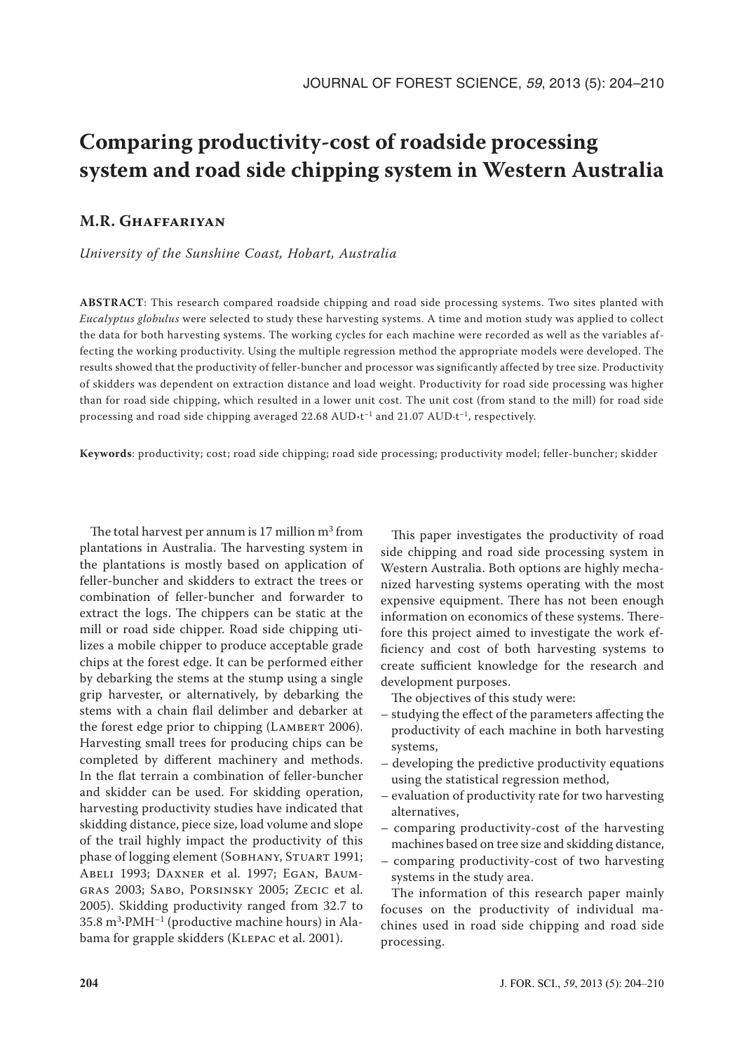# Comparing productivity-cost of roadside processing system and road side chipping system in Western Australia

## M.R. Ghaffariyan

*University of the Sunshine Coast, Hobart, Australia*

**ABSTRACT**: This research compared roadside chipping and road side processing systems. Two sites planted with *Eucalyptus globulus* were selected to study these harvesting systems. A time and motion study was applied to collect the data for both harvesting systems. The working cycles for each machine were recorded as well as the variables affecting the working productivity. Using the multiple regression method the appropriate models were developed. The results showed that the productivity of feller-buncher and processor was significantly affected by tree size. Productivity of skidders was dependent on extraction distance and load weight. Productivity for road side processing was higher than for road side chipping, which resulted in a lower unit cost. The unit cost (from stand to the mill) for road side processing and road side chipping averaged 22.68 AUD·t$^{-1}$ and 21.07 AUD·t$^{-1}$, respectively.

**Keywords**: productivity; cost; road side chipping; road side processing; productivity model; feller-buncher; skidder

The total harvest per annum is 17 million m$^3$ from plantations in Australia. The harvesting system in the plantations is mostly based on application of feller-buncher and skidders to extract the trees or combination of feller-buncher and forwarder to extract the logs. The chippers can be static at the mill or road side chipper. Road side chipping utilizes a mobile chipper to produce acceptable grade chips at the forest edge. It can be performed either by debarking the stems at the stump using a single grip harvester, or alternatively, by debarking the stems with a chain flail delimber and debarker at the forest edge prior to chipping (Lambert 2006). Harvesting small trees for producing chips can be completed by different machinery and methods. In the flat terrain a combination of feller-buncher and skidder can be used. For skidding operation, harvesting productivity studies have indicated that skidding distance, piece size, load volume and slope of the trail highly impact the productivity of this phase of logging element (Sobhany, Stuart 1991; Abeli 1993; Daxner et al. 1997; Egan, Baumgras 2003; Sabo, Porsinsky 2005; Zecic et al. 2005). Skidding productivity ranged from 32.7 to 35.8 m$^3$·PMH$^{-1}$ (productive machine hours) in Alabama for grapple skidders (Klepac et al. 2001).

This paper investigates the productivity of road side chipping and road side processing system in Western Australia. Both options are highly mechanized harvesting systems operating with the most expensive equipment. There has not been enough information on economics of these systems. Therefore this project aimed to investigate the work efficiency and cost of both harvesting systems to create sufficient knowledge for the research and development purposes.

The objectives of this study were:

– studying the effect of the parameters affecting the productivity of each machine in both harvesting systems,
– developing the predictive productivity equations using the statistical regression method,
– evaluation of productivity rate for two harvesting alternatives,
– comparing productivity-cost of the harvesting machines based on tree size and skidding distance,
– comparing productivity-cost of two harvesting systems in the study area.

The information of this research paper mainly focuses on the productivity of individual machines used in road side chipping and road side processing.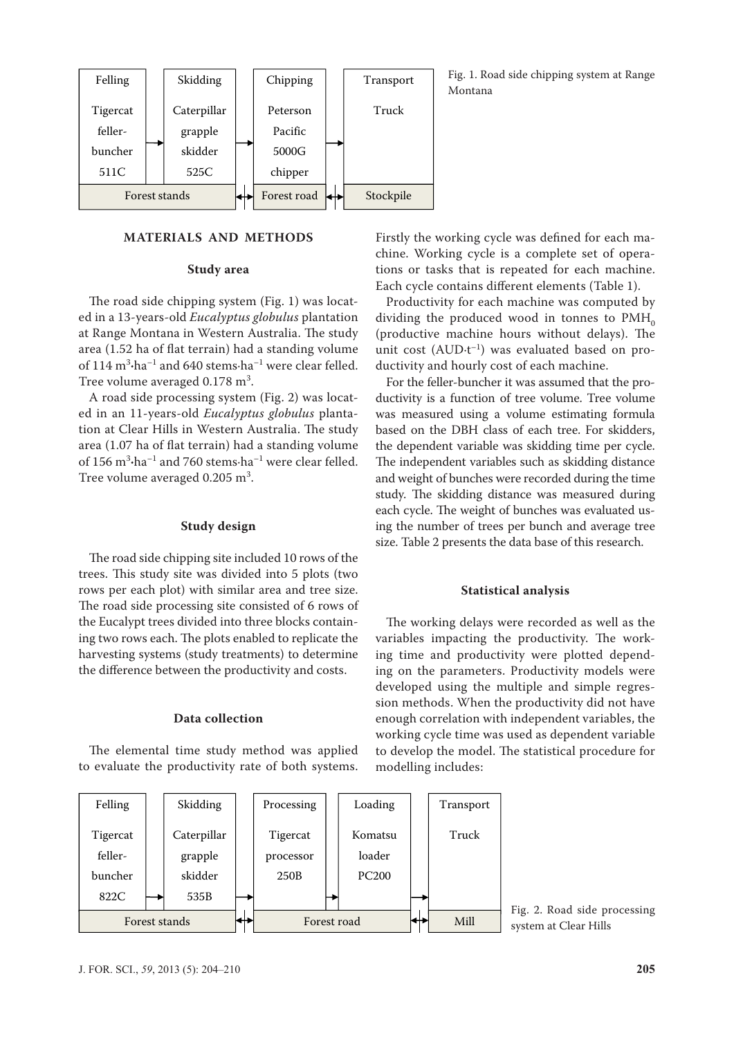| Felling | Skidding | Chipping | Transport |
|---|---|---|---|
| Tigercat feller-buncher 511C | Caterpillar grapple skidder 525C | Peterson Pacific 5000G chipper | Truck |
| Forest stands | | Forest road | Stockpile |

Fig. 1. Road side chipping system at Range Montana

## MATERIALS AND METHODS

### Study area

The road side chipping system (Fig. 1) was located in a 13-years-old *Eucalyptus globulus* plantation at Range Montana in Western Australia. The study area (1.52 ha of flat terrain) had a standing volume of 114 $m^3 \cdot ha^{-1}$ and 640 $stems \cdot ha^{-1}$ were clear felled. Tree volume averaged 0.178 $m^3$.

A road side processing system (Fig. 2) was located in an 11-years-old *Eucalyptus globulus* plantation at Clear Hills in Western Australia. The study area (1.07 ha of flat terrain) had a standing volume of 156 $m^3 \cdot ha^{-1}$ and 760 $stems \cdot ha^{-1}$ were clear felled. Tree volume averaged 0.205 $m^3$.

### Study design

The road side chipping site included 10 rows of the trees. This study site was divided into 5 plots (two rows per each plot) with similar area and tree size. The road side processing site consisted of 6 rows of the Eucalypt trees divided into three blocks containing two rows each. The plots enabled to replicate the harvesting systems (study treatments) to determine the difference between the productivity and costs.

### Data collection

The elemental time study method was applied to evaluate the productivity rate of both systems. Firstly the working cycle was defined for each machine. Working cycle is a complete set of operations or tasks that is repeated for each machine. Each cycle contains different elements (Table 1).

Productivity for each machine was computed by dividing the produced wood in tonnes to $PMH_0$ (productive machine hours without delays). The unit cost ($AUD \cdot t^{-1}$) was evaluated based on productivity and hourly cost of each machine.

For the feller-buncher it was assumed that the productivity is a function of tree volume. Tree volume was measured using a volume estimating formula based on the DBH class of each tree. For skidders, the dependent variable was skidding time per cycle. The independent variables such as skidding distance and weight of bunches were recorded during the time study. The skidding distance was measured during each cycle. The weight of bunches was evaluated using the number of trees per bunch and average tree size. Table 2 presents the data base of this research.

### Statistical analysis

The working delays were recorded as well as the variables impacting the productivity. The working time and productivity were plotted depending on the parameters. Productivity models were developed using the multiple and simple regression methods. When the productivity did not have enough correlation with independent variables, the working cycle time was used as dependent variable to develop the model. The statistical procedure for modelling includes:

| Felling | Skidding | Processing | Loading | Transport |
|---|---|---|---|---|
| Tigercat feller-buncher 822C | Caterpillar grapple skidder 535B | Tigercat processor 250B | Komatsu loader PC200 | Truck |
| Forest stands | | Forest road | | Mill |

Fig. 2. Road side processing system at Clear Hills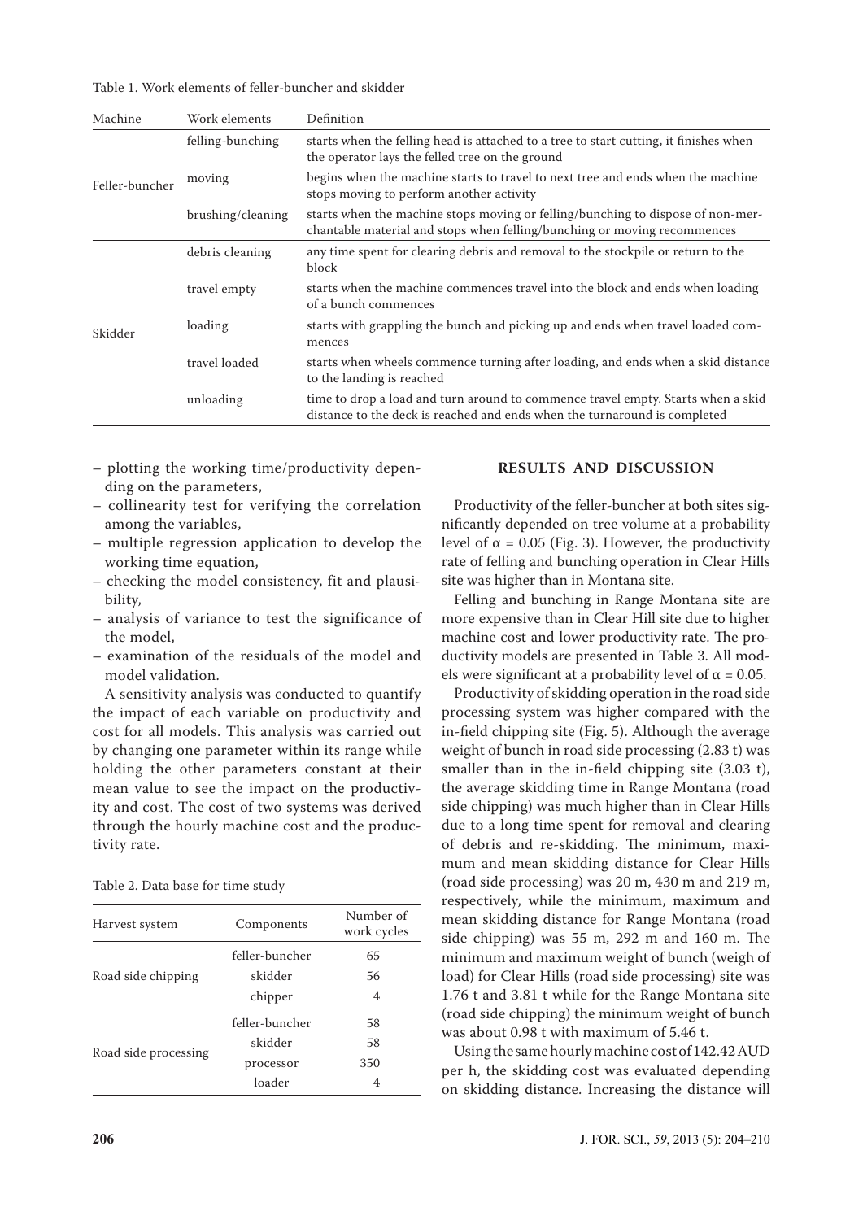Table 1. Work elements of feller-buncher and skidder

| Machine | Work elements | Definition |
|---|---|---|
| Feller-buncher | felling-bunching | starts when the felling head is attached to a tree to start cutting, it finishes when the operator lays the felled tree on the ground |
| | moving | begins when the machine starts to travel to next tree and ends when the machine stops moving to perform another activity |
| | brushing/cleaning | starts when the machine stops moving or felling/bunching to dispose of non-merchantable material and stops when felling/bunching or moving recommences |
| Skidder | debris cleaning | any time spent for clearing debris and removal to the stockpile or return to the block |
| | travel empty | starts when the machine commences travel into the block and ends when loading of a bunch commences |
| | loading | starts with grappling the bunch and picking up and ends when travel loaded commences |
| | travel loaded | starts when wheels commence turning after loading, and ends when a skid distance to the landing is reached |
| | unloading | time to drop a load and turn around to commence travel empty. Starts when a skid distance to the deck is reached and ends when the turnaround is completed |

- plotting the working time/productivity depending on the parameters,
- collinearity test for verifying the correlation among the variables,
- multiple regression application to develop the working time equation,
- checking the model consistency, fit and plausibility,
- analysis of variance to test the significance of the model,
- examination of the residuals of the model and model validation.

A sensitivity analysis was conducted to quantify the impact of each variable on productivity and cost for all models. This analysis was carried out by changing one parameter within its range while holding the other parameters constant at their mean value to see the impact on the productivity and cost. The cost of two systems was derived through the hourly machine cost and the productivity rate.

Table 2. Data base for time study

| Harvest system | Components | Number of work cycles |
|---|---|---|
| Road side chipping | feller-buncher | 65 |
| | skidder | 56 |
| | chipper | 4 |
| Road side processing | feller-buncher | 58 |
| | skidder | 58 |
| | processor | 350 |
| | loader | 4 |

## RESULTS AND DISCUSSION

Productivity of the feller-buncher at both sites significantly depended on tree volume at a probability level of $\alpha = 0.05$ (Fig. 3). However, the productivity rate of felling and bunching operation in Clear Hills site was higher than in Montana site.

Felling and bunching in Range Montana site are more expensive than in Clear Hill site due to higher machine cost and lower productivity rate. The productivity models are presented in Table 3. All models were significant at a probability level of $\alpha = 0.05$.

Productivity of skidding operation in the road side processing system was higher compared with the in-field chipping site (Fig. 5). Although the average weight of bunch in road side processing (2.83 t) was smaller than in the in-field chipping site (3.03 t), the average skidding time in Range Montana (road side chipping) was much higher than in Clear Hills due to a long time spent for removal and clearing of debris and re-skidding. The minimum, maximum and mean skidding distance for Clear Hills (road side processing) was 20 m, 430 m and 219 m, respectively, while the minimum, maximum and mean skidding distance for Range Montana (road side chipping) was 55 m, 292 m and 160 m. The minimum and maximum weight of bunch (weigh of load) for Clear Hills (road side processing) site was 1.76 t and 3.81 t while for the Range Montana site (road side chipping) the minimum weight of bunch was about 0.98 t with maximum of 5.46 t.

Using the same hourly machine cost of 142.42 AUD per h, the skidding cost was evaluated depending on skidding distance. Increasing the distance will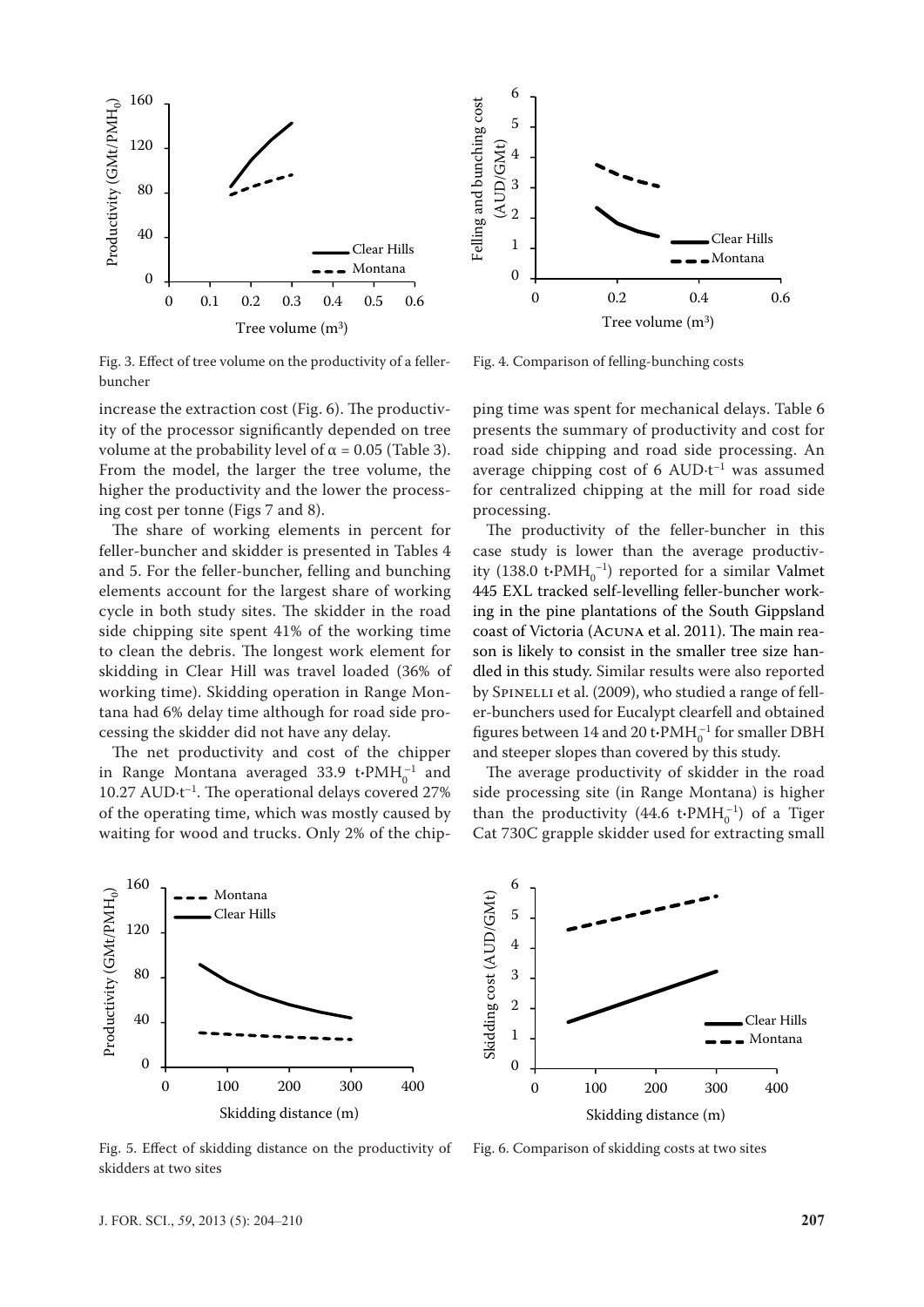Fig. 3. Effect of tree volume on the productivity of a feller-buncher

Fig. 4. Comparison of felling-bunching costs

increase the extraction cost (Fig. 6). The productivity of the processor significantly depended on tree volume at the probability level of $\alpha = 0.05$ (Table 3). From the model, the larger the tree volume, the higher the productivity and the lower the processing cost per tonne (Figs 7 and 8).

The share of working elements in percent for feller-buncher and skidder is presented in Tables 4 and 5. For the feller-buncher, felling and bunching elements account for the largest share of working cycle in both study sites. The skidder in the road side chipping site spent 41% of the working time to clean the debris. The longest work element for skidding in Clear Hill was travel loaded (36% of working time). Skidding operation in Range Montana had 6% delay time although for road side processing the skidder did not have any delay.

The net productivity and cost of the chipper in Range Montana averaged 33.9 $t \cdot PMH_0^{-1}$ and 10.27 $AUD \cdot t^{-1}$. The operational delays covered 27% of the operating time, which was mostly caused by waiting for wood and trucks. Only 2% of the chipping time was spent for mechanical delays. Table 6 presents the summary of productivity and cost for road side chipping and road side processing. An average chipping cost of 6 $AUD \cdot t^{-1}$ was assumed for centralized chipping at the mill for road side processing.

The productivity of the feller-buncher in this case study is lower than the average productivity (138.0 $t \cdot PMH_0^{-1}$) reported for a similar Valmet 445 EXL tracked self-levelling feller-buncher working in the pine plantations of the South Gippsland coast of Victoria (Acuna et al. 2011). The main reason is likely to consist in the smaller tree size handled in this study. Similar results were also reported by Spinelli et al. (2009), who studied a range of feller-bunchers used for Eucalypt clearfell and obtained figures between 14 and 20 $t \cdot PMH_0^{-1}$ for smaller DBH and steeper slopes than covered by this study.

The average productivity of skidder in the road side processing site (in Range Montana) is higher than the productivity (44.6 $t \cdot PMH_0^{-1}$) of a Tiger Cat 730C grapple skidder used for extracting small

Fig. 5. Effect of skidding distance on the productivity of skidders at two sites

Fig. 6. Comparison of skidding costs at two sites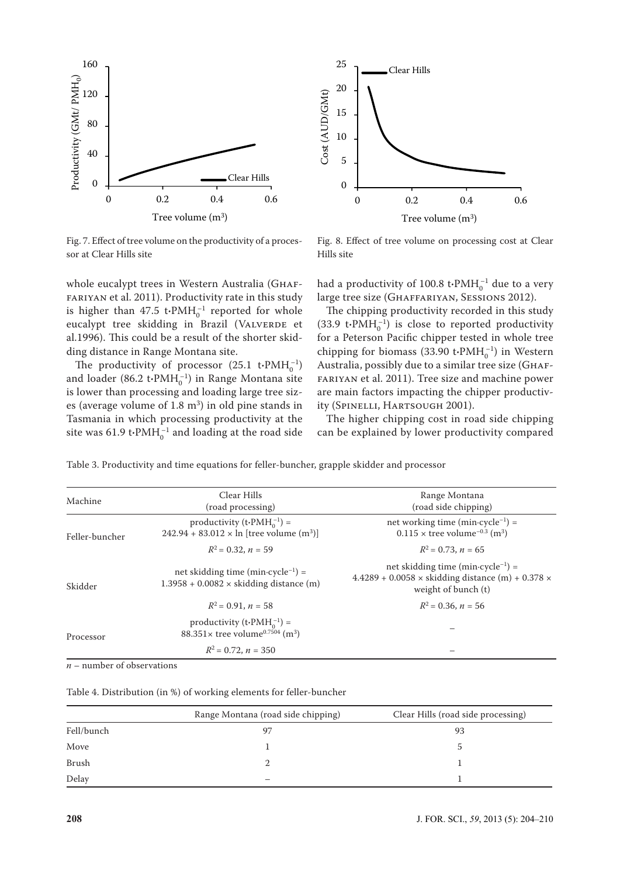Fig. 7. Effect of tree volume on the productivity of a processor at Clear Hills site

Fig. 8. Effect of tree volume on processing cost at Clear Hills site

whole eucalypt trees in Western Australia (Ghaffariyan et al. 2011). Productivity rate in this study is higher than 47.5 $t \cdot PMH_0^{-1}$ reported for whole eucalypt tree skidding in Brazil (Valverde et al.1996). This could be a result of the shorter skidding distance in Range Montana site.

The productivity of processor (25.1 $t \cdot PMH_0^{-1}$) and loader (86.2 $t \cdot PMH_0^{-1}$) in Range Montana site is lower than processing and loading large tree sizes (average volume of 1.8 $m^3$) in old pine stands in Tasmania in which processing productivity at the site was 61.9 $t \cdot PMH_0^{-1}$ and loading at the road side had a productivity of 100.8 $t \cdot PMH_0^{-1}$ due to a very large tree size (Ghaffariyan, Sessions 2012).

The chipping productivity recorded in this study (33.9 $t \cdot PMH_0^{-1}$) is close to reported productivity for a Peterson Pacific chipper tested in whole tree chipping for biomass (33.90 $t \cdot PMH_0^{-1}$) in Western Australia, possibly due to a similar tree size (Ghaffariyan et al. 2011). Tree size and machine power are main factors impacting the chipper productivity (Spinelli, Hartsough 2001).

The higher chipping cost in road side chipping can be explained by lower productivity compared

Table 3. Productivity and time equations for feller-buncher, grapple skidder and processor

| Machine | Clear Hills (road processing) | Range Montana (road side chipping) |
|---|---|---|
| Feller-buncher | productivity ($t \cdot PMH_0^{-1}$) = $242.94 + 83.012 \times \ln$ [tree volume ($m^3$)] | net working time ($min \cdot cycle^{-1}$) = $0.115 \times$ tree volume$^{-0.3}$ ($m^3$) |
| | $R^2 = 0.32$, $n = 59$ | $R^2 = 0.73$, $n = 65$ |
| Skidder | net skidding time ($min \cdot cycle^{-1}$) = $1.3958 + 0.0082 \times$ skidding distance (m) | net skidding time ($min \cdot cycle^{-1}$) = $4.4289 + 0.0058 \times$ skidding distance (m) $+ 0.378 \times$ weight of bunch (t) |
| | $R^2 = 0.91$, $n = 58$ | $R^2 = 0.36$, $n = 56$ |
| Processor | productivity ($t \cdot PMH_0^{-1}$) = $88.351 \times$ tree volume$^{0.7504}$ ($m^3$) | – |
| | $R^2 = 0.72$, $n = 350$ | – |

*n* – number of observations

Table 4. Distribution (in %) of working elements for feller-buncher

| | Range Montana (road side chipping) | Clear Hills (road side processing) |
|---|---|---|
| Fell/bunch | 97 | 93 |
| Move | 1 | 5 |
| Brush | 2 | 1 |
| Delay | – | 1 |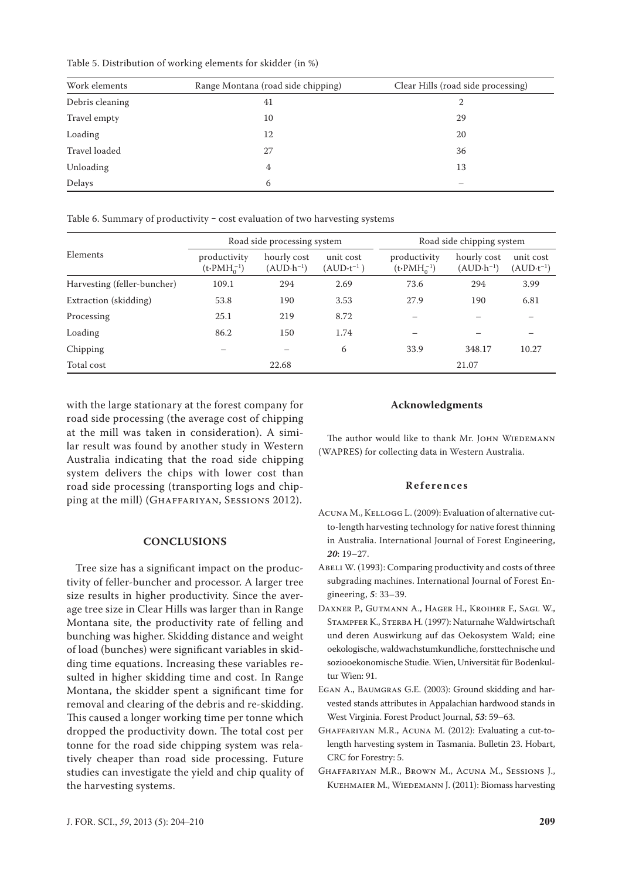Table 5. Distribution of working elements for skidder (in %)

| Work elements | Range Montana (road side chipping) | Clear Hills (road side processing) |
|---|---|---|
| Debris cleaning | 41 | 2 |
| Travel empty | 10 | 29 |
| Loading | 12 | 20 |
| Travel loaded | 27 | 36 |
| Unloading | 4 | 13 |
| Delays | 6 | – |

Table 6. Summary of productivity – cost evaluation of two harvesting systems

| Elements | Road side processing system | | | Road side chipping system | | |
|---|---|---|---|---|---|---|
| | productivity ($t \cdot PMH_0^{-1}$) | hourly cost ($AUD \cdot h^{-1}$) | unit cost ($AUD \cdot t^{-1}$) | productivity ($t \cdot PMH_0^{-1}$) | hourly cost ($AUD \cdot h^{-1}$) | unit cost ($AUD \cdot t^{-1}$) |
| Harvesting (feller-buncher) | 109.1 | 294 | 2.69 | 73.6 | 294 | 3.99 |
| Extraction (skidding) | 53.8 | 190 | 3.53 | 27.9 | 190 | 6.81 |
| Processing | 25.1 | 219 | 8.72 | – | – | – |
| Loading | 86.2 | 150 | 1.74 | – | – | – |
| Chipping | – | – | 6 | 33.9 | 348.17 | 10.27 |
| Total cost | | 22.68 | | | 21.07 | |

with the large stationary at the forest company for road side processing (the average cost of chipping at the mill was taken in consideration). A similar result was found by another study in Western Australia indicating that the road side chipping system delivers the chips with lower cost than road side processing (transporting logs and chipping at the mill) (Ghaffariyan, Sessions 2012).

## CONCLUSIONS

Tree size has a significant impact on the productivity of feller-buncher and processor. A larger tree size results in higher productivity. Since the average tree size in Clear Hills was larger than in Range Montana site, the productivity rate of felling and bunching was higher. Skidding distance and weight of load (bunches) were significant variables in skidding time equations. Increasing these variables resulted in higher skidding time and cost. In Range Montana, the skidder spent a significant time for removal and clearing of the debris and re-skidding. This caused a longer working time per tonne which dropped the productivity down. The total cost per tonne for the road side chipping system was relatively cheaper than road side processing. Future studies can investigate the yield and chip quality of the harvesting systems.

### Acknowledgments

The author would like to thank Mr. John Wiedemann (WAPRES) for collecting data in Western Australia.

### References

Acuna M., Kellogg L. (2009): Evaluation of alternative cut-to-length harvesting technology for native forest thinning in Australia. International Journal of Forest Engineering, ***20***: 19–27.

Abeli W. (1993): Comparing productivity and costs of three subgrading machines. International Journal of Forest Engineering, ***5***: 33–39.

Daxner P., Gutmann A., Hager H., Kroiher F., Sagl W., Stampfer K., Sterba H. (1997): Naturnahe Waldwirtschaft und deren Auswirkung auf das Oekosystem Wald; eine oekologische, waldwachstumkundliche, forsttechnische und soziooekonomische Studie. Wien, Universität für Bodenkultur Wien: 91.

Egan A., Baumgras G.E. (2003): Ground skidding and harvested stands attributes in Appalachian hardwood stands in West Virginia. Forest Product Journal, ***53***: 59–63.

Ghaffariyan M.R., Acuna M. (2012): Evaluating a cut-to-length harvesting system in Tasmania. Bulletin 23. Hobart, CRC for Forestry: 5.

Ghaffariyan M.R., Brown M., Acuna M., Sessions J., Kuehmaier M., Wiedemann J. (2011): Biomass harvesting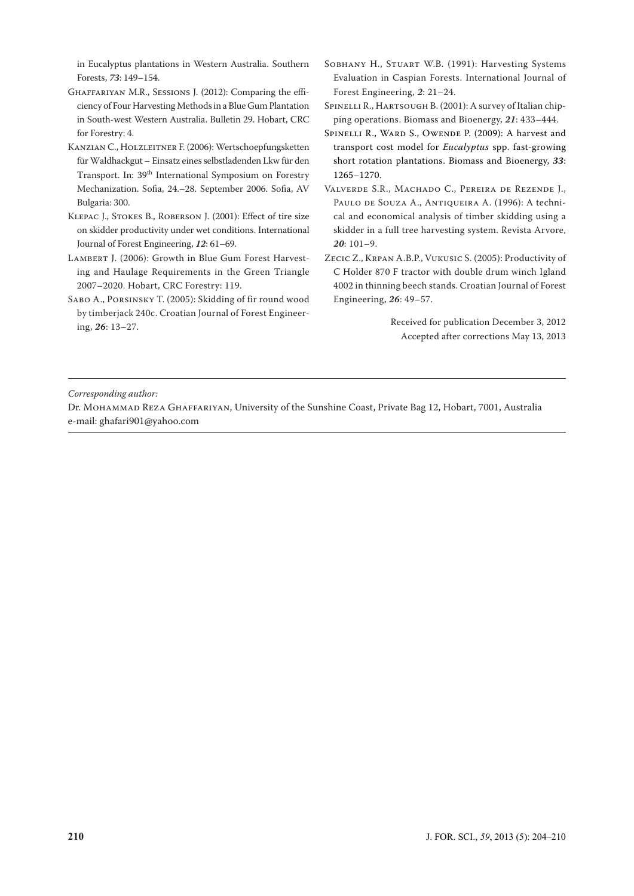in Eucalyptus plantations in Western Australia. Southern Forests, ***73***: 149–154.

Ghaffariyan M.R., Sessions J. (2012): Comparing the efficiency of Four Harvesting Methods in a Blue Gum Plantation in South-west Western Australia. Bulletin 29. Hobart, CRC for Forestry: 4.

Kanzian C., Holzleitner F. (2006): Wertschoepfungsketten für Waldhackgut – Einsatz eines selbstladenden Lkw für den Transport. In: 39th International Symposium on Forestry Mechanization. Sofia, 24.–28. September 2006. Sofia, AV Bulgaria: 300.

Klepac J., Stokes B., Roberson J. (2001): Effect of tire size on skidder productivity under wet conditions. International Journal of Forest Engineering, ***12***: 61–69.

Lambert J. (2006): Growth in Blue Gum Forest Harvesting and Haulage Requirements in the Green Triangle 2007–2020. Hobart, CRC Forestry: 119.

Sabo A., Porsinsky T. (2005): Skidding of fir round wood by timberjack 240c. Croatian Journal of Forest Engineering, ***26***: 13–27.

Sobhany H., Stuart W.B. (1991): Harvesting Systems Evaluation in Caspian Forests. International Journal of Forest Engineering, ***2***: 21–24.

Spinelli R., Hartsough B. (2001): A survey of Italian chipping operations. Biomass and Bioenergy, ***21***: 433–444.

Spinelli R., Ward S., Owende P. (2009): A harvest and transport cost model for *Eucalyptus* spp. fast-growing short rotation plantations. Biomass and Bioenergy, ***33***: 1265–1270.

Valverde S.R., Machado C., Pereira de Rezende J., Paulo de Souza A., Antiqueira A. (1996): A technical and economical analysis of timber skidding using a skidder in a full tree harvesting system. Revista Arvore, ***20***: 101–9.

Zecic Z., Krpan A.B.P., Vukusic S. (2005): Productivity of C Holder 870 F tractor with double drum winch Igland 4002 in thinning beech stands. Croatian Journal of Forest Engineering, ***26***: 49–57.

Received for publication December 3, 2012
Accepted after corrections May 13, 2013

*Corresponding author:*

Dr. Mohammad Reza Ghaffariyan, University of the Sunshine Coast, Private Bag 12, Hobart, 7001, Australia
e-mail: ghafari901@yahoo.com